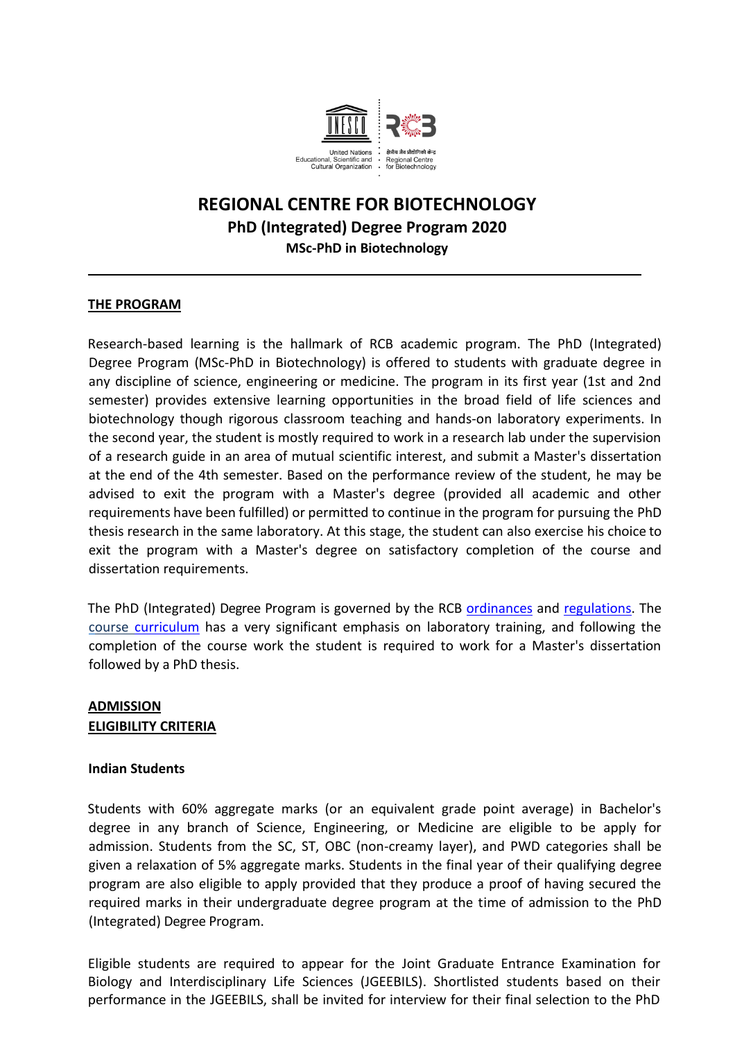# REGIONAL CENTRE FOR BIOTECHNOLOGY

## PhD (Integrated) Degree Program 2020

### MSc-PhD in Biotechnology

---

**THE PROGRAM**

Research-based learning is the hallmark of RCB academic program. The PhD (Integrated) Degree Program (MSc-PhD in Biotechnology) is offered to students with graduate degree in any discipline of science, engineering or medicine. The program in its first year (1st and 2nd semester) provides extensive learning opportunities in the broad field of life sciences and biotechnology though rigorous classroom teaching and hands-on laboratory experiments. In the second year, the student is mostly required to work in a research lab under the supervision of a research guide in an area of mutual scientific interest, and submit a Master's dissertation at the end of the 4th semester. Based on the performance review of the student, he may be advised to exit the program with a Master's degree (provided all academic and other requirements have been fulfilled) or permitted to continue in the program for pursuing the PhD thesis research in the same laboratory. At this stage, the student can also exercise his choice to exit the program with a Master's degree on satisfactory completion of the course and dissertation requirements.

The PhD (Integrated) Degree Program is governed by the RCB ordinances and regulations. The course curriculum has a very significant emphasis on laboratory training, and following the completion of the course work the student is required to work for a Master's dissertation followed by a PhD thesis.

**ADMISSION**

**ELIGIBILITY CRITERIA**

**Indian Students**

Students with 60% aggregate marks (or an equivalent grade point average) in Bachelor's degree in any branch of Science, Engineering, or Medicine are eligible to be apply for admission. Students from the SC, ST, OBC (non-creamy layer), and PWD categories shall be given a relaxation of 5% aggregate marks. Students in the final year of their qualifying degree program are also eligible to apply provided that they produce a proof of having secured the required marks in their undergraduate degree program at the time of admission to the PhD (Integrated) Degree Program.

Eligible students are required to appear for the Joint Graduate Entrance Examination for Biology and Interdisciplinary Life Sciences (JGEEBILS). Shortlisted students based on their performance in the JGEEBILS, shall be invited for interview for their final selection to the PhD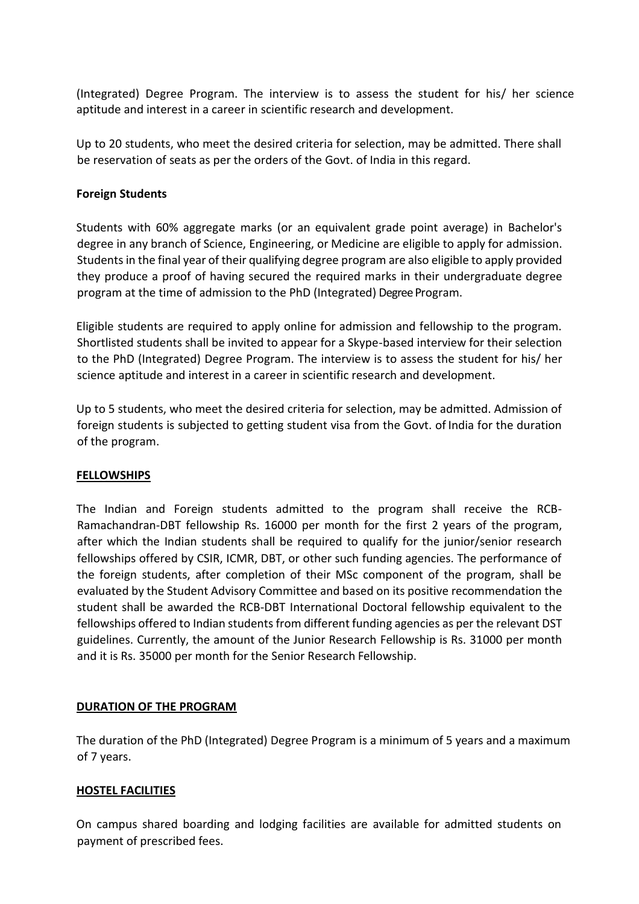(Integrated) Degree Program. The interview is to assess the student for his/ her science aptitude and interest in a career in scientific research and development.

Up to 20 students, who meet the desired criteria for selection, may be admitted. There shall be reservation of seats as per the orders of the Govt. of India in this regard.

**Foreign Students**

Students with 60% aggregate marks (or an equivalent grade point average) in Bachelor's degree in any branch of Science, Engineering, or Medicine are eligible to apply for admission. Students in the final year of their qualifying degree program are also eligible to apply provided they produce a proof of having secured the required marks in their undergraduate degree program at the time of admission to the PhD (Integrated) Degree Program.

Eligible students are required to apply online for admission and fellowship to the program. Shortlisted students shall be invited to appear for a Skype-based interview for their selection to the PhD (Integrated) Degree Program. The interview is to assess the student for his/ her science aptitude and interest in a career in scientific research and development.

Up to 5 students, who meet the desired criteria for selection, may be admitted. Admission of foreign students is subjected to getting student visa from the Govt. of India for the duration of the program.

## FELLOWSHIPS

The Indian and Foreign students admitted to the program shall receive the RCB-Ramachandran-DBT fellowship Rs. 16000 per month for the first 2 years of the program, after which the Indian students shall be required to qualify for the junior/senior research fellowships offered by CSIR, ICMR, DBT, or other such funding agencies. The performance of the foreign students, after completion of their MSc component of the program, shall be evaluated by the Student Advisory Committee and based on its positive recommendation the student shall be awarded the RCB-DBT International Doctoral fellowship equivalent to the fellowships offered to Indian students from different funding agencies as per the relevant DST guidelines. Currently, the amount of the Junior Research Fellowship is Rs. 31000 per month and it is Rs. 35000 per month for the Senior Research Fellowship.

## DURATION OF THE PROGRAM

The duration of the PhD (Integrated) Degree Program is a minimum of 5 years and a maximum of 7 years.

## HOSTEL FACILITIES

On campus shared boarding and lodging facilities are available for admitted students on payment of prescribed fees.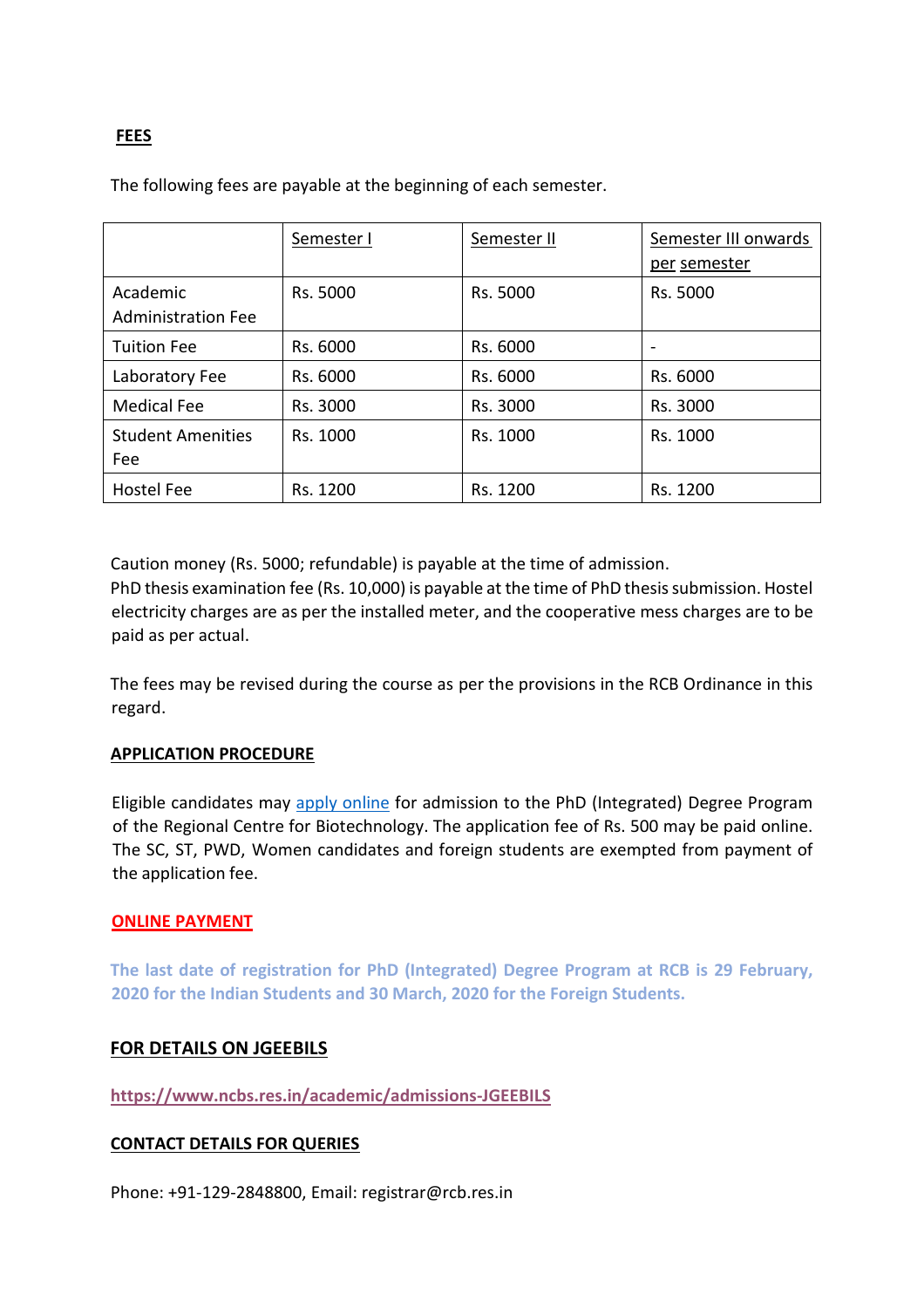## FEES

The following fees are payable at the beginning of each semester.

| | Semester I | Semester II | Semester III onwards per semester |
|---|---|---|---|
| Academic Administration Fee | Rs. 5000 | Rs. 5000 | Rs. 5000 |
| Tuition Fee | Rs. 6000 | Rs. 6000 | - |
| Laboratory Fee | Rs. 6000 | Rs. 6000 | Rs. 6000 |
| Medical Fee | Rs. 3000 | Rs. 3000 | Rs. 3000 |
| Student Amenities Fee | Rs. 1000 | Rs. 1000 | Rs. 1000 |
| Hostel Fee | Rs. 1200 | Rs. 1200 | Rs. 1200 |

Caution money (Rs. 5000; refundable) is payable at the time of admission.
PhD thesis examination fee (Rs. 10,000) is payable at the time of PhD thesis submission. Hostel electricity charges are as per the installed meter, and the cooperative mess charges are to be paid as per actual.

The fees may be revised during the course as per the provisions in the RCB Ordinance in this regard.

## APPLICATION PROCEDURE

Eligible candidates may apply online for admission to the PhD (Integrated) Degree Program of the Regional Centre for Biotechnology. The application fee of Rs. 500 may be paid online. The SC, ST, PWD, Women candidates and foreign students are exempted from payment of the application fee.

## ONLINE PAYMENT

**The last date of registration for PhD (Integrated) Degree Program at RCB is 29 February, 2020 for the Indian Students and 30 March, 2020 for the Foreign Students.**

## FOR DETAILS ON JGEEBILS

**https://www.ncbs.res.in/academic/admissions-JGEEBILS**

## CONTACT DETAILS FOR QUERIES

Phone: +91-129-2848800, Email: registrar@rcb.res.in